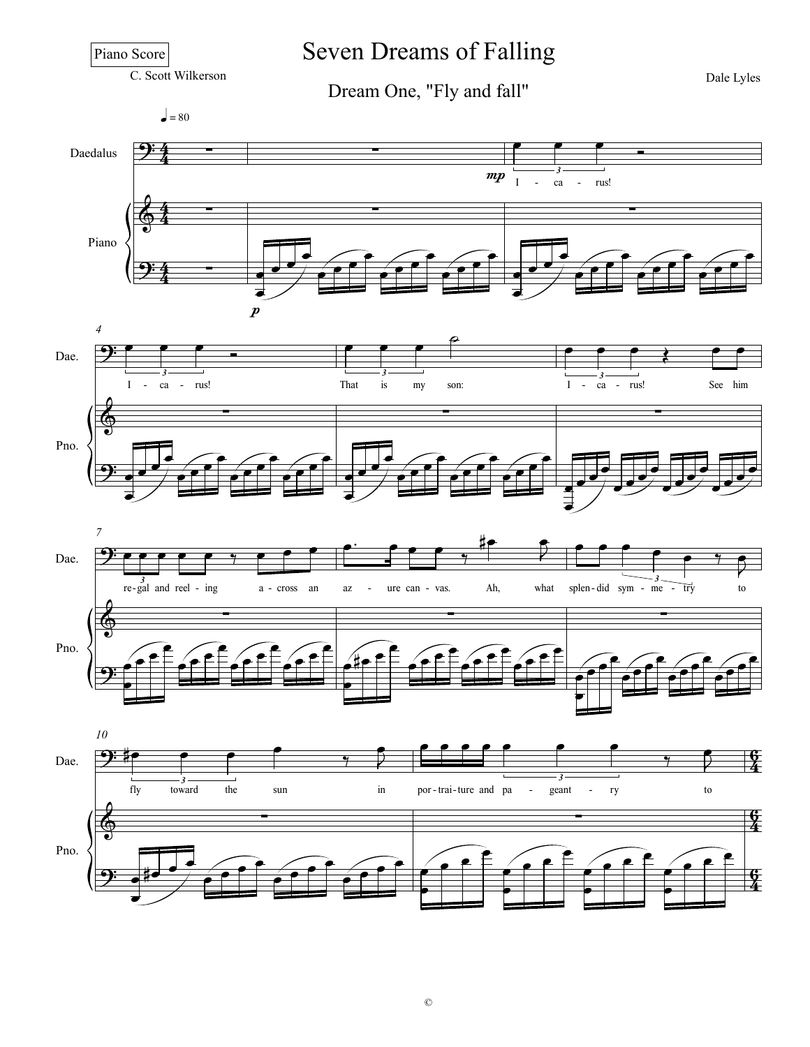Piano Score

# Seven Dreams of Falling

## Dream One, "Fly and fall"

C. Scott Wilkerson

Dale Lyles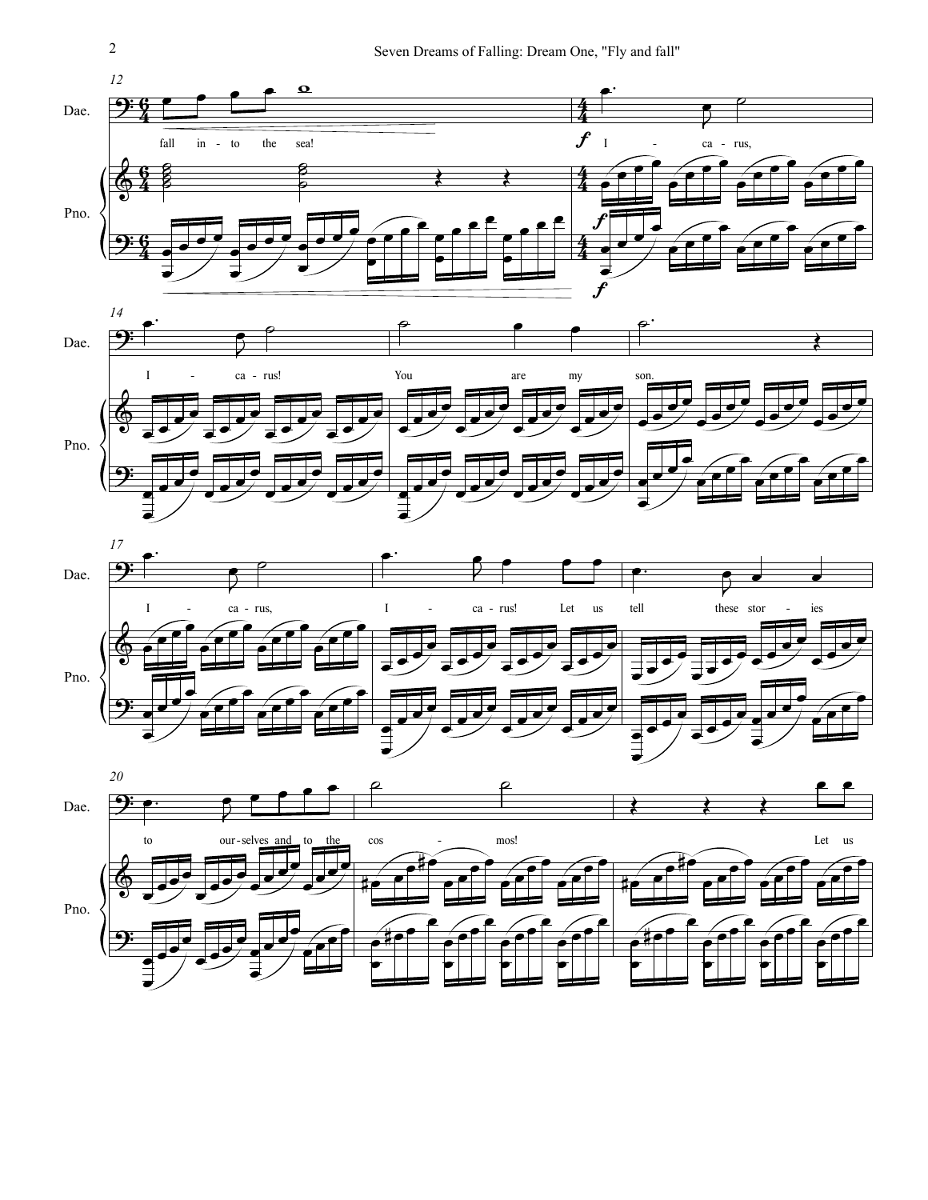Dae.

fall in - to the sea!

I - ca - rus,

I - ca - rus!

You are my son.

I - ca - rus,

I - ca - rus! Let us

tell these stor - ies

to our - selves and to the

cos - mos!

Let us

Pno.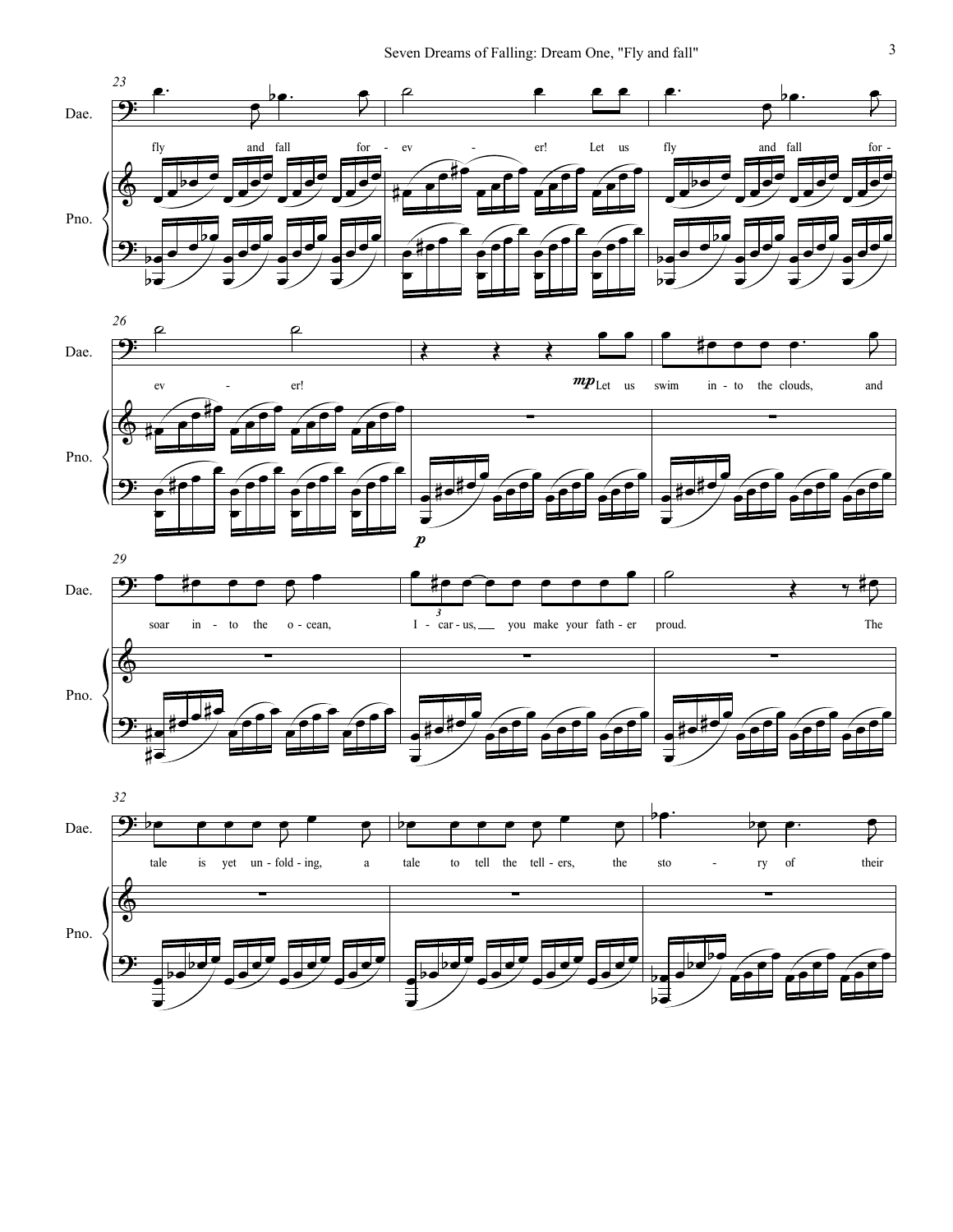fly and fall for - ev - er! Let us fly and fall for - ev - er!

*mp* Let us swim in - to the clouds, and soar in - to the o - cean, I - car - us, you make your fath - er proud.

The tale is yet un - fold - ing, a tale to tell the tell - ers, the sto - ry of their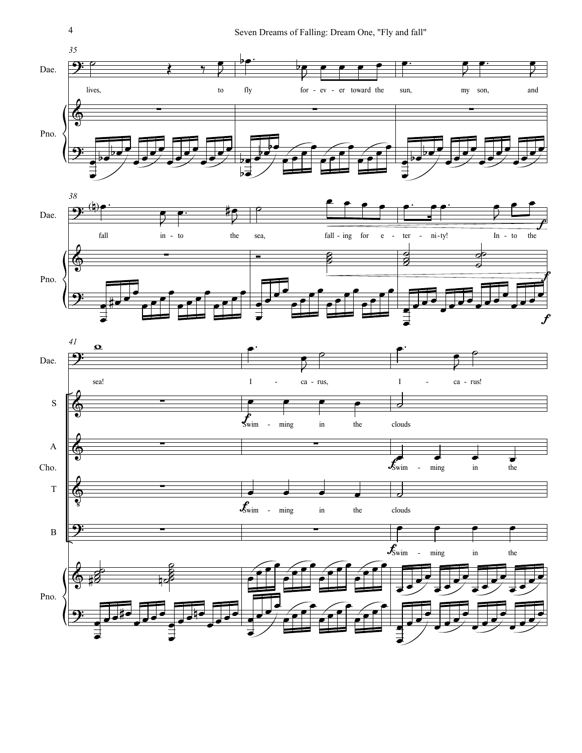35

Dae.

lives, to fly for - ev - er toward the sun, my son, and

Pno.

38

fall in - to the sea, fall - ing for e - ter - ni-ty! In - to the

41

sea! I - ca - rus, I - ca - rus!

S

Swim - ming in the clouds

A

Cho.

Swim - ming in the

T

Swim - ming in the clouds

B

Swim - ming in the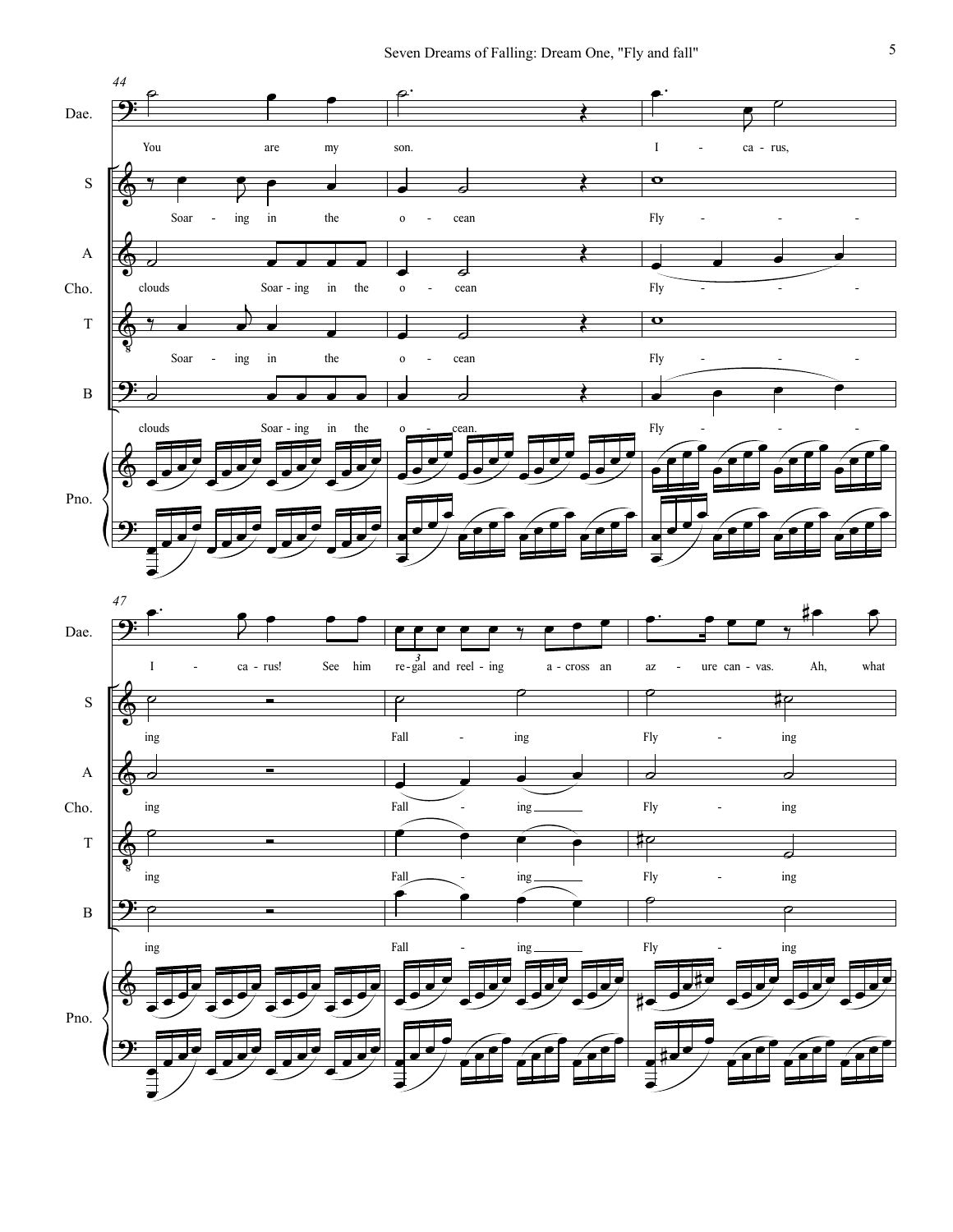44

Dae. You are my son. I - ca - rus,

S Soar - ing in the o - cean Fly - - -

A clouds Soar - ing in the o - cean Fly - - -

Cho.

T Soar - ing in the o - cean Fly - - -

B clouds Soar - ing in the o - cean. Fly - - -

Pno.

47

Dae. I - ca - rus! See him re - gal and reel - ing a - cross an az - ure can - vas. Ah, what

S ing Fall - ing Fly - ing

A ing Fall - ing Fly - ing

Cho.

T ing Fall - ing Fly - ing

B ing Fall - ing Fly - ing

Pno.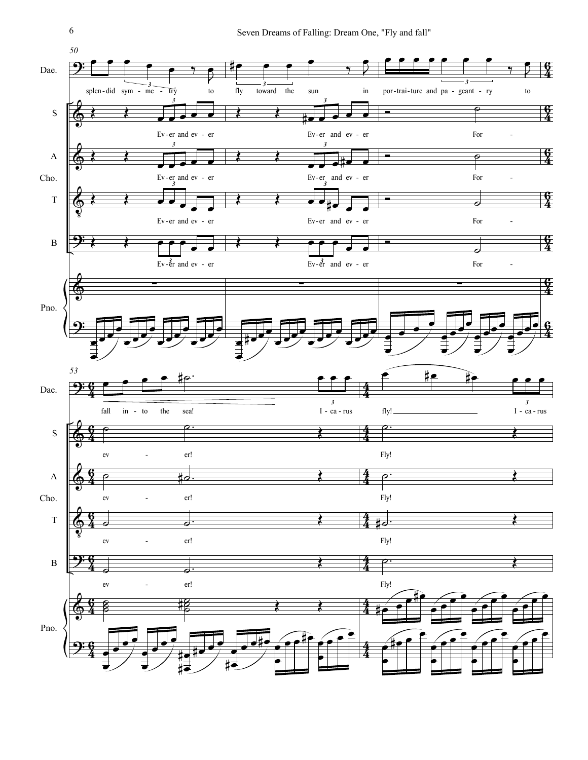50

Dae.

splen-did sym-me-try to fly toward the sun in por-trai-ture and pa-geant-ry to

S

Ev-er and ev-er Ev-er and ev-er For-

A

Cho.

Ev-er and ev-er Ev-er and ev-er For-

T

Ev-er and ev-er Ev-er and ev-er For-

B

Ev-er and ev-er Ev-er and ev-er For-

Pno.

53

Dae.

fall in-to the sea! I-ca-rus fly! I-ca-rus

S

ev-er! Fly!

A

Cho.

ev-er! Fly!

T

ev-er! Fly!

B

ev-er! Fly!

Pno.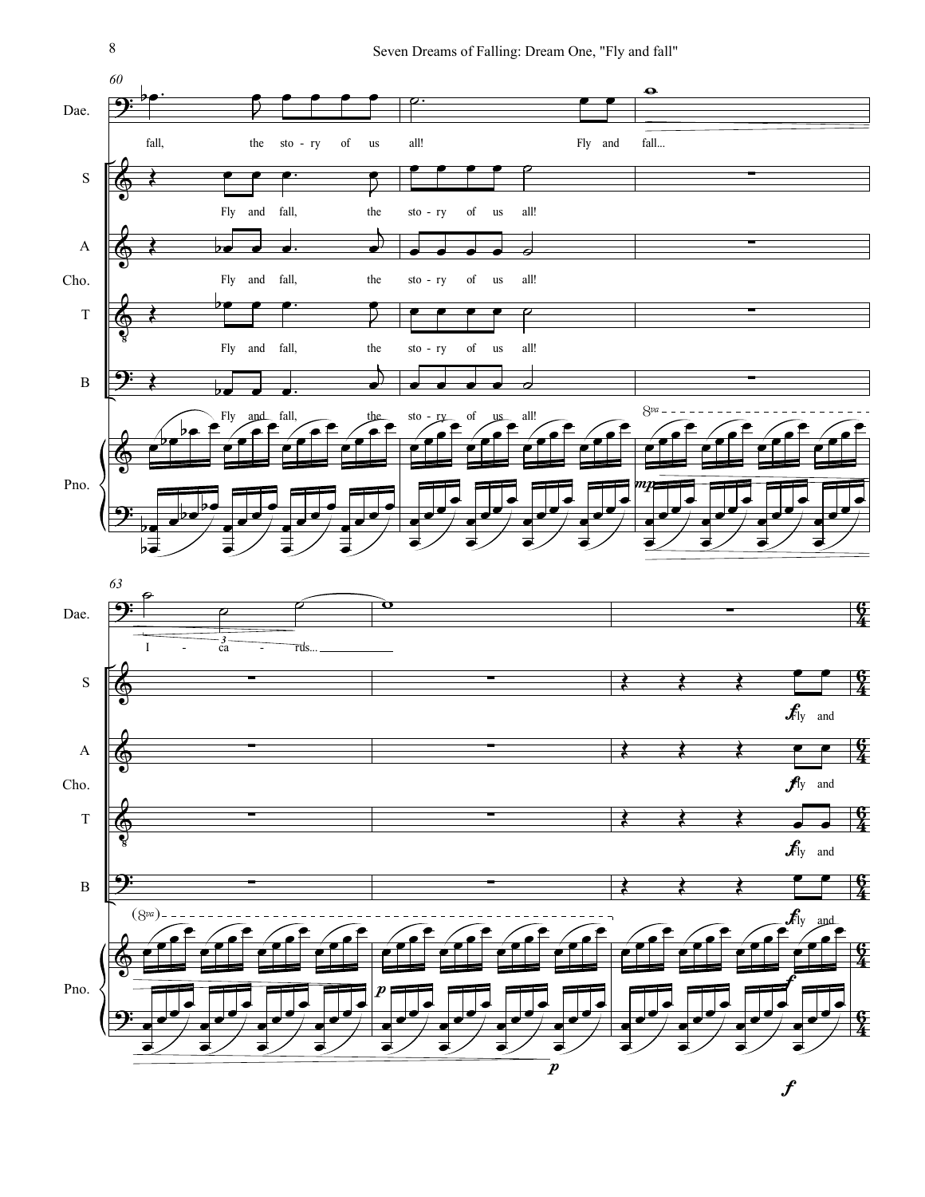60

Dae.

fall, the sto - ry of us all! Fly and fall...

S

Fly and fall, the sto - ry of us all!

A

Fly and fall, the sto - ry of us all!

Cho.

T

Fly and fall, the sto - ry of us all!

B

Fly and fall, the sto - ry of us all!

Pno.

*mp*

63

Dae.

I - ca - rus...

S

*f* Fly and

A

*f* Fly and

T

*f* Fly and

B

*f* Fly and

Pno.

*p*

*p*

*f*

*f*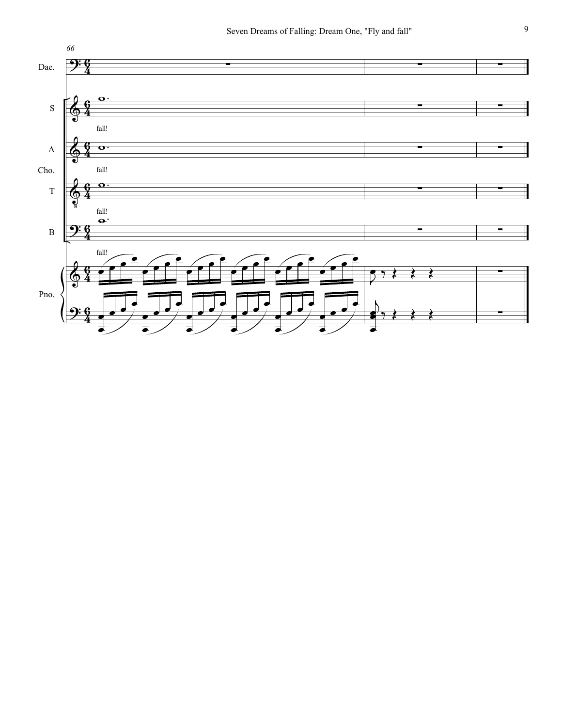66

Dae.

S

fall!

A

Cho.

fall!

T

fall!

B

fall!

Pno.